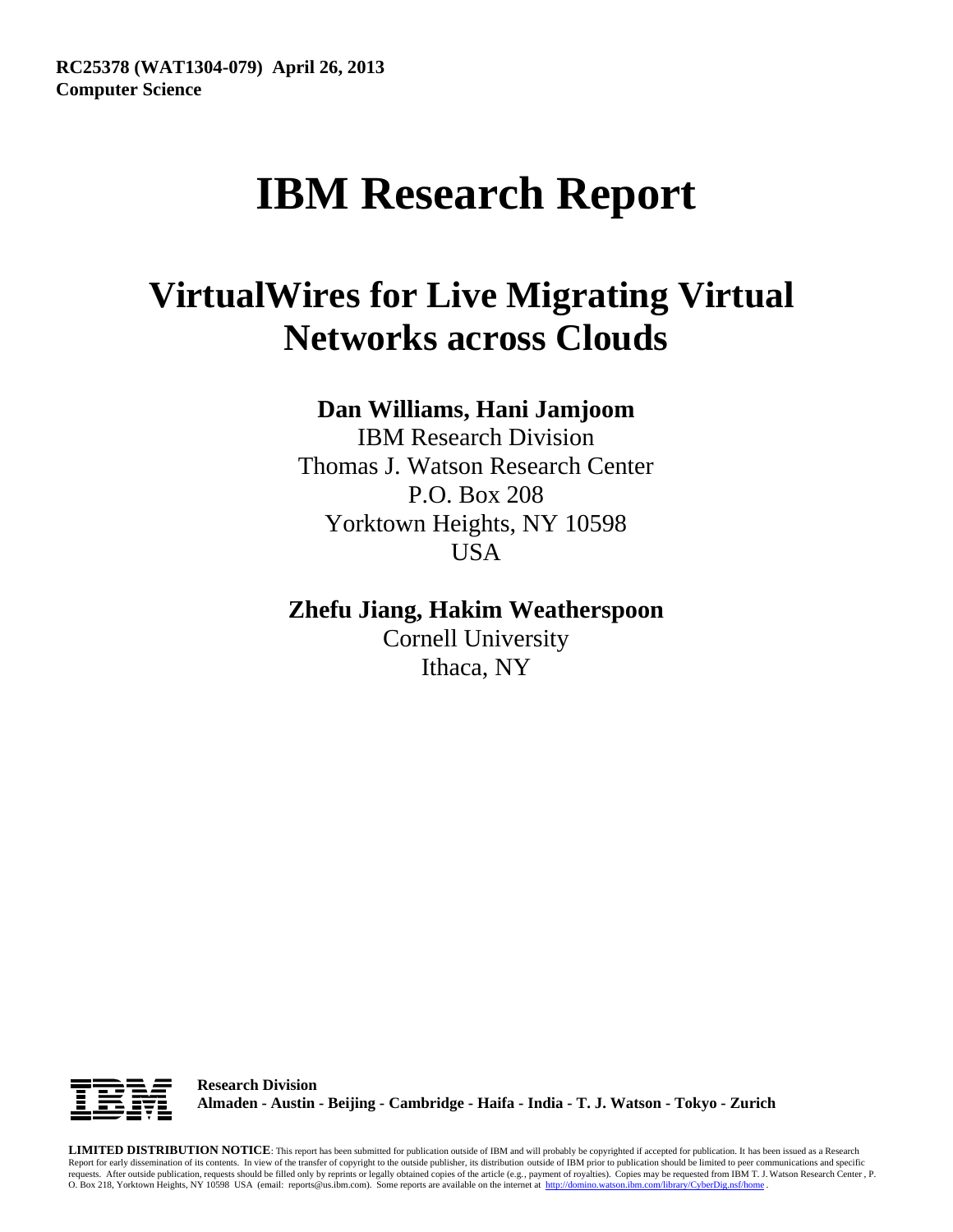**RC25378 (WAT1304-079) April 26, 2013**
**Computer Science**

# IBM Research Report

## VirtualWires for Live Migrating Virtual Networks across Clouds

**Dan Williams, Hani Jamjoom**

IBM Research Division
Thomas J. Watson Research Center
P.O. Box 208
Yorktown Heights, NY 10598
USA

**Zhefu Jiang, Hakim Weatherspoon**

Cornell University
Ithaca, NY

**Research Division**
**Almaden - Austin - Beijing - Cambridge - Haifa - India - T. J. Watson - Tokyo - Zurich**

**LIMITED DISTRIBUTION NOTICE**: This report has been submitted for publication outside of IBM and will probably be copyrighted if accepted for publication. It has been issued as a Research Report for early dissemination of its contents. In view of the transfer of copyright to the outside publisher, its distribution outside of IBM prior to publication should be limited to peer communications and specific requests. After outside publication, requests should be filled only by reprints or legally obtained copies of the article (e.g., payment of royalties). Copies may be requested from IBM T. J. Watson Research Center , P. O. Box 218, Yorktown Heights, NY 10598 USA (email: reports@us.ibm.com). Some reports are available on the internet at http://domino.watson.ibm.com/library/CyberDig.nsf/home .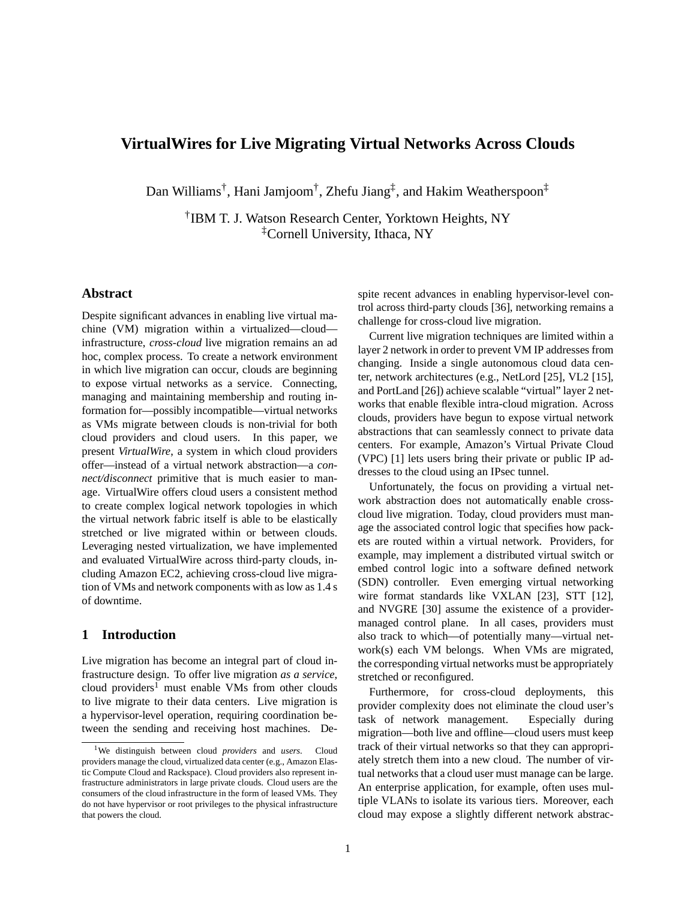# VirtualWires for Live Migrating Virtual Networks Across Clouds

Dan Williams[†], Hani Jamjoom[†], Zhefu Jiang[‡], and Hakim Weatherspoon[‡]

[†]IBM T. J. Watson Research Center, Yorktown Heights, NY
[‡]Cornell University, Ithaca, NY

## Abstract

Despite significant advances in enabling live virtual machine (VM) migration within a virtualized—cloud—infrastructure, *cross-cloud* live migration remains an ad hoc, complex process. To create a network environment in which live migration can occur, clouds are beginning to expose virtual networks as a service. Connecting, managing and maintaining membership and routing information for—possibly incompatible—virtual networks as VMs migrate between clouds is non-trivial for both cloud providers and cloud users. In this paper, we present *VirtualWire*, a system in which cloud providers offer—instead of a virtual network abstraction—a *connect/disconnect* primitive that is much easier to manage. VirtualWire offers cloud users a consistent method to create complex logical network topologies in which the virtual network fabric itself is able to be elastically stretched or live migrated within or between clouds. Leveraging nested virtualization, we have implemented and evaluated VirtualWire across third-party clouds, including Amazon EC2, achieving cross-cloud live migration of VMs and network components with as low as 1.4 s of downtime.

## 1 Introduction

Live migration has become an integral part of cloud infrastructure design. To offer live migration *as a service*, cloud providers[1] must enable VMs from other clouds to live migrate to their data centers. Live migration is a hypervisor-level operation, requiring coordination between the sending and receiving host machines. Despite recent advances in enabling hypervisor-level control across third-party clouds [36], networking remains a challenge for cross-cloud live migration.

Current live migration techniques are limited within a layer 2 network in order to prevent VM IP addresses from changing. Inside a single autonomous cloud data center, network architectures (e.g., NetLord [25], VL2 [15], and PortLand [26]) achieve scalable "virtual" layer 2 networks that enable flexible intra-cloud migration. Across clouds, providers have begun to expose virtual network abstractions that can seamlessly connect to private data centers. For example, Amazon's Virtual Private Cloud (VPC) [1] lets users bring their private or public IP addresses to the cloud using an IPsec tunnel.

Unfortunately, the focus on providing a virtual network abstraction does not automatically enable cross-cloud live migration. Today, cloud providers must manage the associated control logic that specifies how packets are routed within a virtual network. Providers, for example, may implement a distributed virtual switch or embed control logic into a software defined network (SDN) controller. Even emerging virtual networking wire format standards like VXLAN [23], STT [12], and NVGRE [30] assume the existence of a provider-managed control plane. In all cases, providers must also track to which—of potentially many—virtual network(s) each VM belongs. When VMs are migrated, the corresponding virtual networks must be appropriately stretched or reconfigured.

Furthermore, for cross-cloud deployments, this provider complexity does not eliminate the cloud user's task of network management. Especially during migration—both live and offline—cloud users must keep track of their virtual networks so that they can appropriately stretch them into a new cloud. The number of virtual networks that a cloud user must manage can be large. An enterprise application, for example, often uses multiple VLANs to isolate its various tiers. Moreover, each cloud may expose a slightly different network abstrac-

[1] We distinguish between cloud *providers* and *users*. Cloud providers manage the cloud, virtualized data center (e.g., Amazon Elastic Compute Cloud and Rackspace). Cloud providers also represent infrastructure administrators in large private clouds. Cloud users are the consumers of the cloud infrastructure in the form of leased VMs. They do not have hypervisor or root privileges to the physical infrastructure that powers the cloud.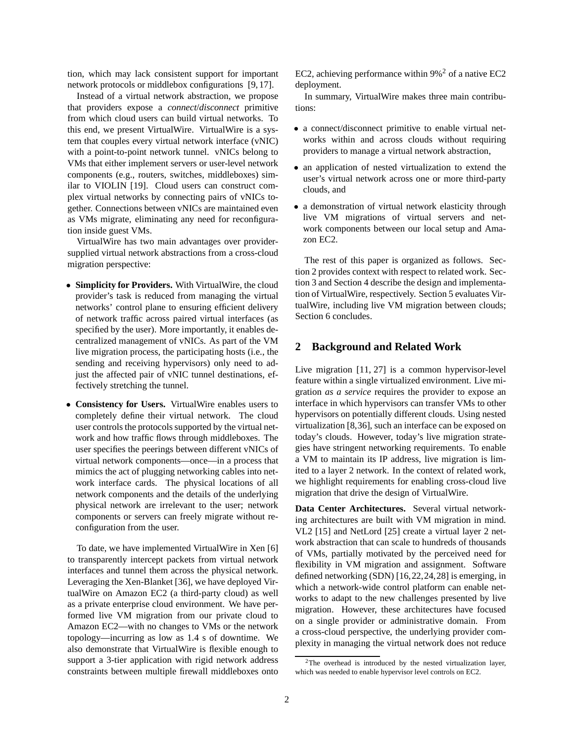tion, which may lack consistent support for important network protocols or middlebox configurations [9, 17].

Instead of a virtual network abstraction, we propose that providers expose a *connect*/*disconnect* primitive from which cloud users can build virtual networks. To this end, we present VirtualWire. VirtualWire is a system that couples every virtual network interface (vNIC) with a point-to-point network tunnel. vNICs belong to VMs that either implement servers or user-level network components (e.g., routers, switches, middleboxes) similar to VIOLIN [19]. Cloud users can construct complex virtual networks by connecting pairs of vNICs together. Connections between vNICs are maintained even as VMs migrate, eliminating any need for reconfiguration inside guest VMs.

VirtualWire has two main advantages over provider-supplied virtual network abstractions from a cross-cloud migration perspective:

- **Simplicity for Providers.** With VirtualWire, the cloud provider's task is reduced from managing the virtual networks' control plane to ensuring efficient delivery of network traffic across paired virtual interfaces (as specified by the user). More importantly, it enables decentralized management of vNICs. As part of the VM live migration process, the participating hosts (i.e., the sending and receiving hypervisors) only need to adjust the affected pair of vNIC tunnel destinations, effectively stretching the tunnel.
- **Consistency for Users.** VirtualWire enables users to completely define their virtual network. The cloud user controls the protocols supported by the virtual network and how traffic flows through middleboxes. The user specifies the peerings between different vNICs of virtual network components—once—in a process that mimics the act of plugging networking cables into network interface cards. The physical locations of all network components and the details of the underlying physical network are irrelevant to the user; network components or servers can freely migrate without reconfiguration from the user.

To date, we have implemented VirtualWire in Xen [6] to transparently intercept packets from virtual network interfaces and tunnel them across the physical network. Leveraging the Xen-Blanket [36], we have deployed VirtualWire on Amazon EC2 (a third-party cloud) as well as a private enterprise cloud environment. We have performed live VM migration from our private cloud to Amazon EC2—with no changes to VMs or the network topology—incurring as low as 1.4 s of downtime. We also demonstrate that VirtualWire is flexible enough to support a 3-tier application with rigid network address constraints between multiple firewall middleboxes onto EC2, achieving performance within 9%[2] of a native EC2 deployment.

In summary, VirtualWire makes three main contributions:

- a connect/disconnect primitive to enable virtual networks within and across clouds without requiring providers to manage a virtual network abstraction,
- an application of nested virtualization to extend the user's virtual network across one or more third-party clouds, and
- a demonstration of virtual network elasticity through live VM migrations of virtual servers and network components between our local setup and Amazon EC2.

The rest of this paper is organized as follows. Section 2 provides context with respect to related work. Section 3 and Section 4 describe the design and implementation of VirtualWire, respectively. Section 5 evaluates VirtualWire, including live VM migration between clouds; Section 6 concludes.

## 2 Background and Related Work

Live migration [11, 27] is a common hypervisor-level feature within a single virtualized environment. Live migration *as a service* requires the provider to expose an interface in which hypervisors can transfer VMs to other hypervisors on potentially different clouds. Using nested virtualization [8,36], such an interface can be exposed on today's clouds. However, today's live migration strategies have stringent networking requirements. To enable a VM to maintain its IP address, live migration is limited to a layer 2 network. In the context of related work, we highlight requirements for enabling cross-cloud live migration that drive the design of VirtualWire.

**Data Center Architectures.** Several virtual networking architectures are built with VM migration in mind. VL2 [15] and NetLord [25] create a virtual layer 2 network abstraction that can scale to hundreds of thousands of VMs, partially motivated by the perceived need for flexibility in VM migration and assignment. Software defined networking (SDN) [16,22,24,28] is emerging, in which a network-wide control platform can enable networks to adapt to the new challenges presented by live migration. However, these architectures have focused on a single provider or administrative domain. From a cross-cloud perspective, the underlying provider complexity in managing the virtual network does not reduce

[2] The overhead is introduced by the nested virtualization layer, which was needed to enable hypervisor level controls on EC2.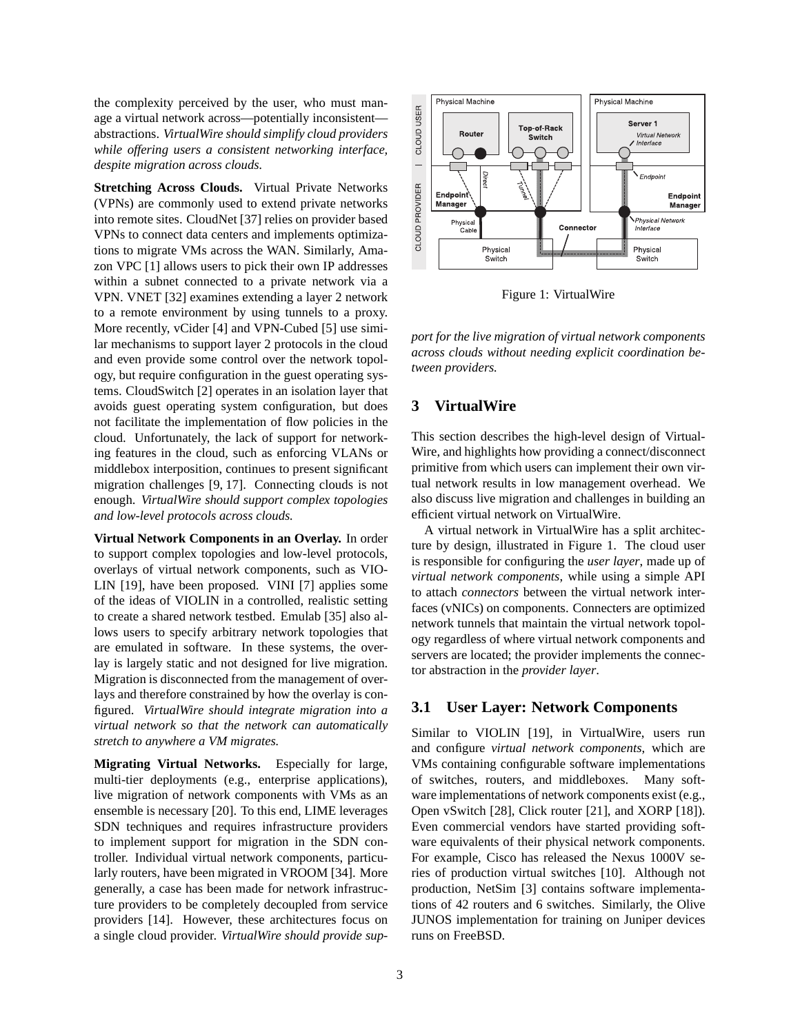the complexity perceived by the user, who must manage a virtual network across—potentially inconsistent—abstractions. *VirtualWire should simplify cloud providers while offering users a consistent networking interface, despite migration across clouds.*

**Stretching Across Clouds.** Virtual Private Networks (VPNs) are commonly used to extend private networks into remote sites. CloudNet [37] relies on provider based VPNs to connect data centers and implements optimizations to migrate VMs across the WAN. Similarly, Amazon VPC [1] allows users to pick their own IP addresses within a subnet connected to a private network via a VPN. VNET [32] examines extending a layer 2 network to a remote environment by using tunnels to a proxy. More recently, vCider [4] and VPN-Cubed [5] use similar mechanisms to support layer 2 protocols in the cloud and even provide some control over the network topology, but require configuration in the guest operating systems. CloudSwitch [2] operates in an isolation layer that avoids guest operating system configuration, but does not facilitate the implementation of flow policies in the cloud. Unfortunately, the lack of support for networking features in the cloud, such as enforcing VLANs or middlebox interposition, continues to present significant migration challenges [9, 17]. Connecting clouds is not enough. *VirtualWire should support complex topologies and low-level protocols across clouds.*

**Virtual Network Components in an Overlay.** In order to support complex topologies and low-level protocols, overlays of virtual network components, such as VIOLIN [19], have been proposed. VINI [7] applies some of the ideas of VIOLIN in a controlled, realistic setting to create a shared network testbed. Emulab [35] also allows users to specify arbitrary network topologies that are emulated in software. In these systems, the overlay is largely static and not designed for live migration. Migration is disconnected from the management of overlays and therefore constrained by how the overlay is configured. *VirtualWire should integrate migration into a virtual network so that the network can automatically stretch to anywhere a VM migrates.*

**Migrating Virtual Networks.** Especially for large, multi-tier deployments (e.g., enterprise applications), live migration of network components with VMs as an ensemble is necessary [20]. To this end, LIME leverages SDN techniques and requires infrastructure providers to implement support for migration in the SDN controller. Individual virtual network components, particularly routers, have been migrated in VROOM [34]. More generally, a case has been made for network infrastructure providers to be completely decoupled from service providers [14]. However, these architectures focus on a single cloud provider. *VirtualWire should provide support for the live migration of virtual network components across clouds without needing explicit coordination between providers.*

Figure 1: VirtualWire

## 3 VirtualWire

This section describes the high-level design of VirtualWire, and highlights how providing a connect/disconnect primitive from which users can implement their own virtual network results in low management overhead. We also discuss live migration and challenges in building an efficient virtual network on VirtualWire.

A virtual network in VirtualWire has a split architecture by design, illustrated in Figure 1. The cloud user is responsible for configuring the *user layer*, made up of *virtual network components*, while using a simple API to attach *connectors* between the virtual network interfaces (vNICs) on components. Connecters are optimized network tunnels that maintain the virtual network topology regardless of where virtual network components and servers are located; the provider implements the connector abstraction in the *provider layer*.

### 3.1 User Layer: Network Components

Similar to VIOLIN [19], in VirtualWire, users run and configure *virtual network components*, which are VMs containing configurable software implementations of switches, routers, and middleboxes. Many software implementations of network components exist (e.g., Open vSwitch [28], Click router [21], and XORP [18]). Even commercial vendors have started providing software equivalents of their physical network components. For example, Cisco has released the Nexus 1000V series of production virtual switches [10]. Although not production, NetSim [3] contains software implementations of 42 routers and 6 switches. Similarly, the Olive JUNOS implementation for training on Juniper devices runs on FreeBSD.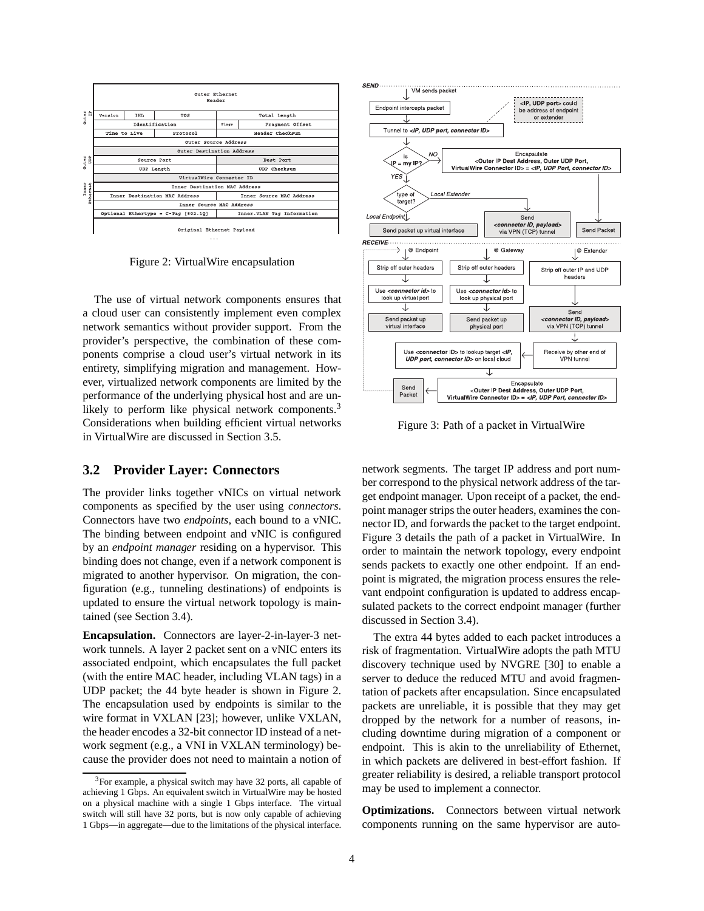Figure 2: VirtualWire encapsulation

The use of virtual network components ensures that a cloud user can consistently implement even complex network semantics without provider support. From the provider's perspective, the combination of these components comprise a cloud user's virtual network in its entirety, simplifying migration and management. However, virtualized network components are limited by the performance of the underlying physical host and are unlikely to perform like physical network components.[3] Considerations when building efficient virtual networks in VirtualWire are discussed in Section 3.5.

## 3.2 Provider Layer: Connectors

The provider links together vNICs on virtual network components as specified by the user using *connectors*. Connectors have two *endpoints*, each bound to a vNIC. The binding between endpoint and vNIC is configured by an *endpoint manager* residing on a hypervisor. This binding does not change, even if a network component is migrated to another hypervisor. On migration, the configuration (e.g., tunneling destinations) of endpoints is updated to ensure the virtual network topology is maintained (see Section 3.4).

**Encapsulation.** Connectors are layer-2-in-layer-3 network tunnels. A layer 2 packet sent on a vNIC enters its associated endpoint, which encapsulates the full packet (with the entire MAC header, including VLAN tags) in a UDP packet; the 44 byte header is shown in Figure 2. The encapsulation used by endpoints is similar to the wire format in VXLAN [23]; however, unlike VXLAN, the header encodes a 32-bit connector ID instead of a network segment (e.g., a VNI in VXLAN terminology) because the provider does not need to maintain a notion of network segments. The target IP address and port number correspond to the physical network address of the target endpoint manager. Upon receipt of a packet, the endpoint manager strips the outer headers, examines the connector ID, and forwards the packet to the target endpoint. Figure 3 details the path of a packet in VirtualWire. In order to maintain the network topology, every endpoint sends packets to exactly one other endpoint. If an endpoint is migrated, the migration process ensures the relevant endpoint configuration is updated to address encapsulated packets to the correct endpoint manager (further discussed in Section 3.4).

Figure 3: Path of a packet in VirtualWire

The extra 44 bytes added to each packet introduces a risk of fragmentation. VirtualWire adopts the path MTU discovery technique used by NVGRE [30] to enable a server to deduce the reduced MTU and avoid fragmentation of packets after encapsulation. Since encapsulated packets are unreliable, it is possible that they may get dropped by the network for a number of reasons, including downtime during migration of a component or endpoint. This is akin to the unreliability of Ethernet, in which packets are delivered in best-effort fashion. If greater reliability is desired, a reliable transport protocol may be used to implement a connector.

**Optimizations.** Connectors between virtual network components running on the same hypervisor are auto-

[3] For example, a physical switch may have 32 ports, all capable of achieving 1 Gbps. An equivalent switch in VirtualWire may be hosted on a physical machine with a single 1 Gbps interface. The virtual switch will still have 32 ports, but is now only capable of achieving 1 Gbps—in aggregate—due to the limitations of the physical interface.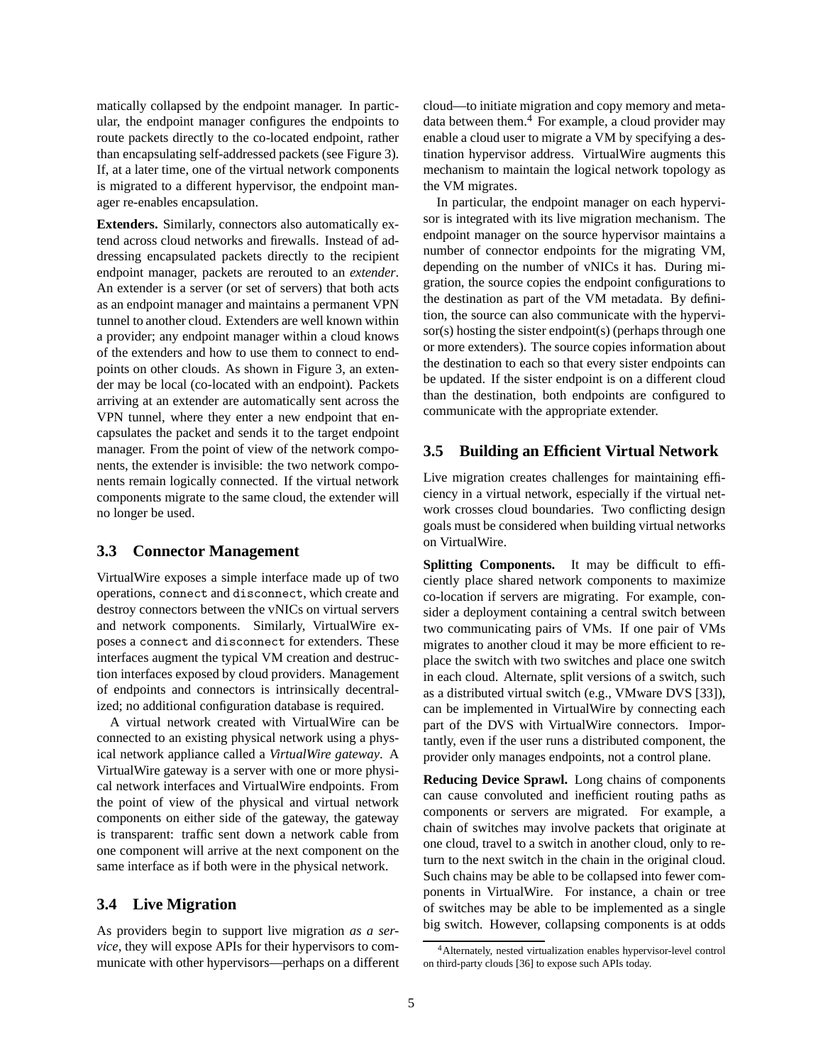matically collapsed by the endpoint manager. In particular, the endpoint manager configures the endpoints to route packets directly to the co-located endpoint, rather than encapsulating self-addressed packets (see Figure 3). If, at a later time, one of the virtual network components is migrated to a different hypervisor, the endpoint manager re-enables encapsulation.

**Extenders.** Similarly, connectors also automatically extend across cloud networks and firewalls. Instead of addressing encapsulated packets directly to the recipient endpoint manager, packets are rerouted to an *extender*. An extender is a server (or set of servers) that both acts as an endpoint manager and maintains a permanent VPN tunnel to another cloud. Extenders are well known within a provider; any endpoint manager within a cloud knows of the extenders and how to use them to connect to endpoints on other clouds. As shown in Figure 3, an extender may be local (co-located with an endpoint). Packets arriving at an extender are automatically sent across the VPN tunnel, where they enter a new endpoint that encapsulates the packet and sends it to the target endpoint manager. From the point of view of the network components, the extender is invisible: the two network components remain logically connected. If the virtual network components migrate to the same cloud, the extender will no longer be used.

## 3.3 Connector Management

VirtualWire exposes a simple interface made up of two operations, `connect` and `disconnect`, which create and destroy connectors between the vNICs on virtual servers and network components. Similarly, VirtualWire exposes a `connect` and `disconnect` for extenders. These interfaces augment the typical VM creation and destruction interfaces exposed by cloud providers. Management of endpoints and connectors is intrinsically decentralized; no additional configuration database is required.

A virtual network created with VirtualWire can be connected to an existing physical network using a physical network appliance called a *VirtualWire gateway*. A VirtualWire gateway is a server with one or more physical network interfaces and VirtualWire endpoints. From the point of view of the physical and virtual network components on either side of the gateway, the gateway is transparent: traffic sent down a network cable from one component will arrive at the next component on the same interface as if both were in the physical network.

## 3.4 Live Migration

As providers begin to support live migration *as a service*, they will expose APIs for their hypervisors to communicate with other hypervisors—perhaps on a different cloud—to initiate migration and copy memory and metadata between them.[4] For example, a cloud provider may enable a cloud user to migrate a VM by specifying a destination hypervisor address. VirtualWire augments this mechanism to maintain the logical network topology as the VM migrates.

In particular, the endpoint manager on each hypervisor is integrated with its live migration mechanism. The endpoint manager on the source hypervisor maintains a number of connector endpoints for the migrating VM, depending on the number of vNICs it has. During migration, the source copies the endpoint configurations to the destination as part of the VM metadata. By definition, the source can also communicate with the hypervisor(s) hosting the sister endpoint(s) (perhaps through one or more extenders). The source copies information about the destination to each so that every sister endpoints can be updated. If the sister endpoint is on a different cloud than the destination, both endpoints are configured to communicate with the appropriate extender.

## 3.5 Building an Efficient Virtual Network

Live migration creates challenges for maintaining efficiency in a virtual network, especially if the virtual network crosses cloud boundaries. Two conflicting design goals must be considered when building virtual networks on VirtualWire.

**Splitting Components.** It may be difficult to efficiently place shared network components to maximize co-location if servers are migrating. For example, consider a deployment containing a central switch between two communicating pairs of VMs. If one pair of VMs migrates to another cloud it may be more efficient to replace the switch with two switches and place one switch in each cloud. Alternate, split versions of a switch, such as a distributed virtual switch (e.g., VMware DVS [33]), can be implemented in VirtualWire by connecting each part of the DVS with VirtualWire connectors. Importantly, even if the user runs a distributed component, the provider only manages endpoints, not a control plane.

**Reducing Device Sprawl.** Long chains of components can cause convoluted and inefficient routing paths as components or servers are migrated. For example, a chain of switches may involve packets that originate at one cloud, travel to a switch in another cloud, only to return to the next switch in the chain in the original cloud. Such chains may be able to be collapsed into fewer components in VirtualWire. For instance, a chain or tree of switches may be able to be implemented as a single big switch. However, collapsing components is at odds

[4] Alternately, nested virtualization enables hypervisor-level control on third-party clouds [36] to expose such APIs today.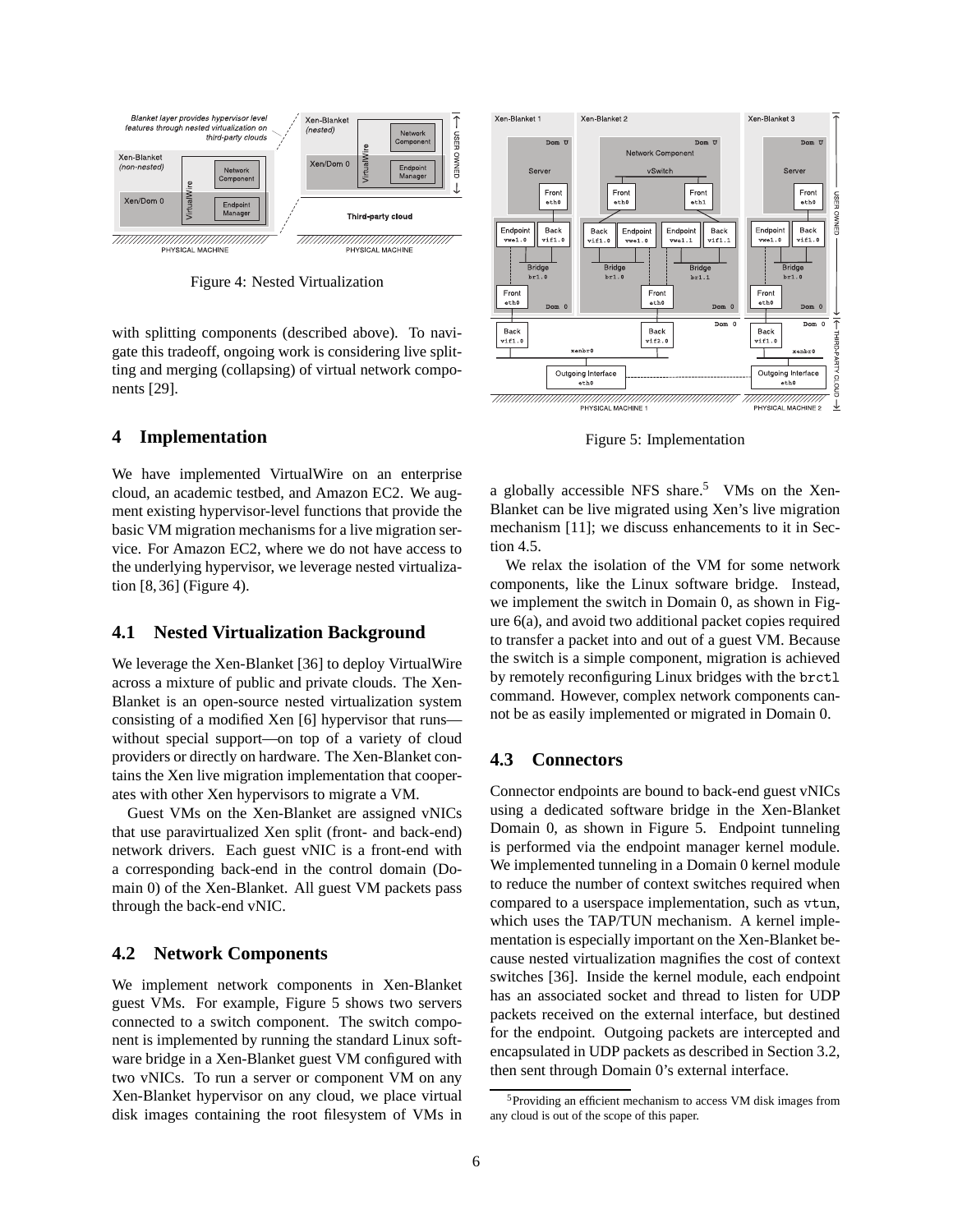Figure 4: Nested Virtualization

with splitting components (described above). To navigate this tradeoff, ongoing work is considering live splitting and merging (collapsing) of virtual network components [29].

## 4 Implementation

We have implemented VirtualWire on an enterprise cloud, an academic testbed, and Amazon EC2. We augment existing hypervisor-level functions that provide the basic VM migration mechanisms for a live migration service. For Amazon EC2, where we do not have access to the underlying hypervisor, we leverage nested virtualization [8, 36] (Figure 4).

### 4.1 Nested Virtualization Background

We leverage the Xen-Blanket [36] to deploy VirtualWire across a mixture of public and private clouds. The Xen-Blanket is an open-source nested virtualization system consisting of a modified Xen [6] hypervisor that runs—without special support—on top of a variety of cloud providers or directly on hardware. The Xen-Blanket contains the Xen live migration implementation that cooperates with other Xen hypervisors to migrate a VM.

Guest VMs on the Xen-Blanket are assigned vNICs that use paravirtualized Xen split (front- and back-end) network drivers. Each guest vNIC is a front-end with a corresponding back-end in the control domain (Domain 0) of the Xen-Blanket. All guest VM packets pass through the back-end vNIC.

### 4.2 Network Components

We implement network components in Xen-Blanket guest VMs. For example, Figure 5 shows two servers connected to a switch component. The switch component is implemented by running the standard Linux software bridge in a Xen-Blanket guest VM configured with two vNICs. To run a server or component VM on any Xen-Blanket hypervisor on any cloud, we place virtual disk images containing the root filesystem of VMs in a globally accessible NFS share.[5] VMs on the Xen-Blanket can be live migrated using Xen's live migration mechanism [11]; we discuss enhancements to it in Section 4.5.

Figure 5: Implementation

We relax the isolation of the VM for some network components, like the Linux software bridge. Instead, we implement the switch in Domain 0, as shown in Figure 6(a), and avoid two additional packet copies required to transfer a packet into and out of a guest VM. Because the switch is a simple component, migration is achieved by remotely reconfiguring Linux bridges with the `brctl` command. However, complex network components cannot be as easily implemented or migrated in Domain 0.

### 4.3 Connectors

Connector endpoints are bound to back-end guest vNICs using a dedicated software bridge in the Xen-Blanket Domain 0, as shown in Figure 5. Endpoint tunneling is performed via the endpoint manager kernel module. We implemented tunneling in a Domain 0 kernel module to reduce the number of context switches required when compared to a userspace implementation, such as `vtun`, which uses the TAP/TUN mechanism. A kernel implementation is especially important on the Xen-Blanket because nested virtualization magnifies the cost of context switches [36]. Inside the kernel module, each endpoint has an associated socket and thread to listen for UDP packets received on the external interface, but destined for the endpoint. Outgoing packets are intercepted and encapsulated in UDP packets as described in Section 3.2, then sent through Domain 0's external interface.

[5] Providing an efficient mechanism to access VM disk images from any cloud is out of the scope of this paper.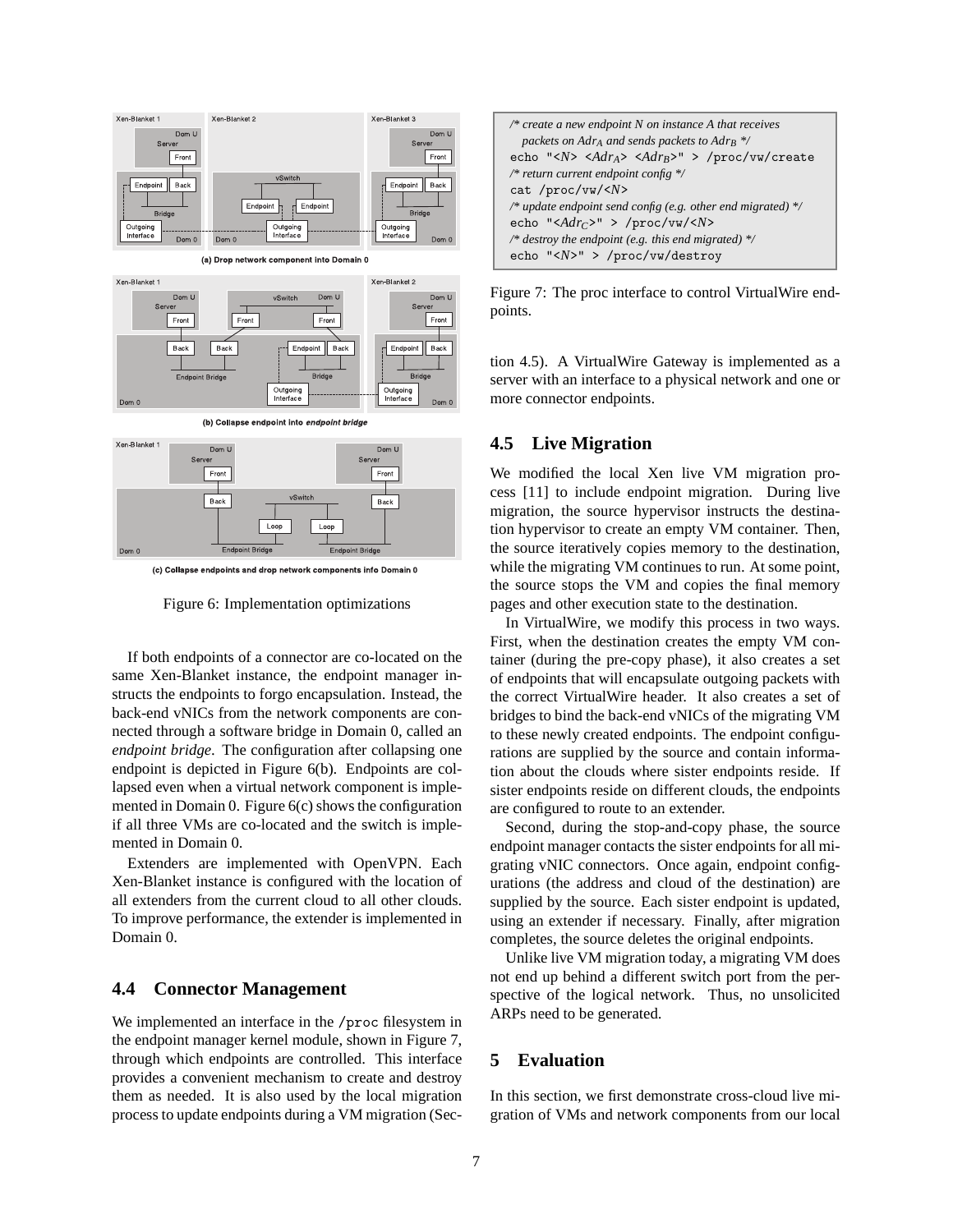Figure 6: Implementation optimizations

If both endpoints of a connector are co-located on the same Xen-Blanket instance, the endpoint manager instructs the endpoints to forgo encapsulation. Instead, the back-end vNICs from the network components are connected through a software bridge in Domain 0, called an *endpoint bridge*. The configuration after collapsing one endpoint is depicted in Figure 6(b). Endpoints are collapsed even when a virtual network component is implemented in Domain 0. Figure 6(c) shows the configuration if all three VMs are co-located and the switch is implemented in Domain 0.

Extenders are implemented with OpenVPN. Each Xen-Blanket instance is configured with the location of all extenders from the current cloud to all other clouds. To improve performance, the extender is implemented in Domain 0.

## 4.4 Connector Management

We implemented an interface in the /proc filesystem in the endpoint manager kernel module, shown in Figure 7, through which endpoints are controlled. This interface provides a convenient mechanism to create and destroy them as needed. It is also used by the local migration process to update endpoints during a VM migration (Section 4.5). A VirtualWire Gateway is implemented as a server with an interface to a physical network and one or more connector endpoints.

```
/* create a new endpoint N on instance A that receives
   packets on Adr_A and sends packets to Adr_B */
echo "<N> <Adr_A> <Adr_B>" > /proc/vw/create
/* return current endpoint config */
cat /proc/vw/<N>
/* update endpoint send config (e.g. other end migrated) */
echo "<Adr_C>" > /proc/vw/<N>
/* destroy the endpoint (e.g. this end migrated) */
echo "<N>" > /proc/vw/destroy
```

Figure 7: The proc interface to control VirtualWire endpoints.

## 4.5 Live Migration

We modified the local Xen live VM migration process [11] to include endpoint migration. During live migration, the source hypervisor instructs the destination hypervisor to create an empty VM container. Then, the source iteratively copies memory to the destination, while the migrating VM continues to run. At some point, the source stops the VM and copies the final memory pages and other execution state to the destination.

In VirtualWire, we modify this process in two ways. First, when the destination creates the empty VM container (during the pre-copy phase), it also creates a set of endpoints that will encapsulate outgoing packets with the correct VirtualWire header. It also creates a set of bridges to bind the back-end vNICs of the migrating VM to these newly created endpoints. The endpoint configurations are supplied by the source and contain information about the clouds where sister endpoints reside. If sister endpoints reside on different clouds, the endpoints are configured to route to an extender.

Second, during the stop-and-copy phase, the source endpoint manager contacts the sister endpoints for all migrating vNIC connectors. Once again, endpoint configurations (the address and cloud of the destination) are supplied by the source. Each sister endpoint is updated, using an extender if necessary. Finally, after migration completes, the source deletes the original endpoints.

Unlike live VM migration today, a migrating VM does not end up behind a different switch port from the perspective of the logical network. Thus, no unsolicited ARPs need to be generated.

# 5 Evaluation

In this section, we first demonstrate cross-cloud live migration of VMs and network components from our local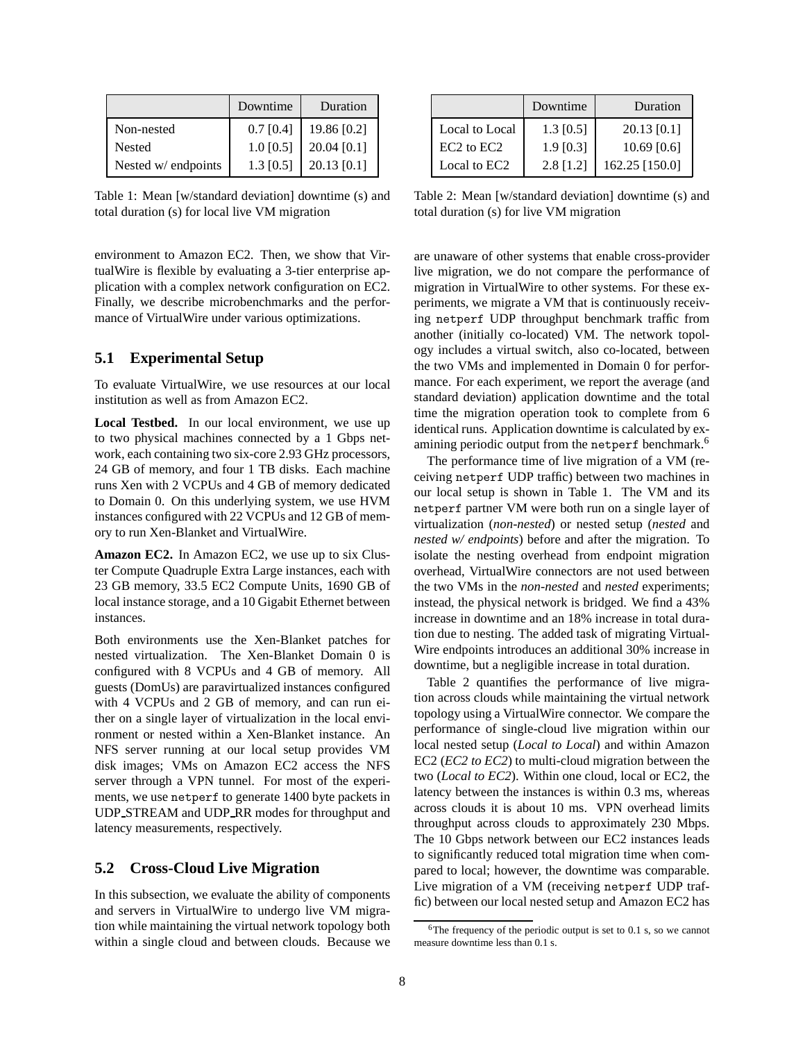| | Downtime | Duration |
|---|---|---|
| Non-nested | 0.7 [0.4] | 19.86 [0.2] |
| Nested | 1.0 [0.5] | 20.04 [0.1] |
| Nested w/ endpoints | 1.3 [0.5] | 20.13 [0.1] |

Table 1: Mean [w/standard deviation] downtime (s) and total duration (s) for local live VM migration

| | Downtime | Duration |
|---|---|---|
| Local to Local | 1.3 [0.5] | 20.13 [0.1] |
| EC2 to EC2 | 1.9 [0.3] | 10.69 [0.6] |
| Local to EC2 | 2.8 [1.2] | 162.25 [150.0] |

Table 2: Mean [w/standard deviation] downtime (s) and total duration (s) for live VM migration

environment to Amazon EC2. Then, we show that VirtualWire is flexible by evaluating a 3-tier enterprise application with a complex network configuration on EC2. Finally, we describe microbenchmarks and the performance of VirtualWire under various optimizations.

## 5.1 Experimental Setup

To evaluate VirtualWire, we use resources at our local institution as well as from Amazon EC2.

**Local Testbed.** In our local environment, we use up to two physical machines connected by a 1 Gbps network, each containing two six-core 2.93 GHz processors, 24 GB of memory, and four 1 TB disks. Each machine runs Xen with 2 VCPUs and 4 GB of memory dedicated to Domain 0. On this underlying system, we use HVM instances configured with 22 VCPUs and 12 GB of memory to run Xen-Blanket and VirtualWire.

**Amazon EC2.** In Amazon EC2, we use up to six Cluster Compute Quadruple Extra Large instances, each with 23 GB memory, 33.5 EC2 Compute Units, 1690 GB of local instance storage, and a 10 Gigabit Ethernet between instances.

Both environments use the Xen-Blanket patches for nested virtualization. The Xen-Blanket Domain 0 is configured with 8 VCPUs and 4 GB of memory. All guests (DomUs) are paravirtualized instances configured with 4 VCPUs and 2 GB of memory, and can run either on a single layer of virtualization in the local environment or nested within a Xen-Blanket instance. An NFS server running at our local setup provides VM disk images; VMs on Amazon EC2 access the NFS server through a VPN tunnel. For most of the experiments, we use `netperf` to generate 1400 byte packets in UDP_STREAM and UDP_RR modes for throughput and latency measurements, respectively.

## 5.2 Cross-Cloud Live Migration

In this subsection, we evaluate the ability of components and servers in VirtualWire to undergo live VM migration while maintaining the virtual network topology both within a single cloud and between clouds. Because we are unaware of other systems that enable cross-provider live migration, we do not compare the performance of migration in VirtualWire to other systems. For these experiments, we migrate a VM that is continuously receiving `netperf` UDP throughput benchmark traffic from another (initially co-located) VM. The network topology includes a virtual switch, also co-located, between the two VMs and implemented in Domain 0 for performance. For each experiment, we report the average (and standard deviation) application downtime and the total time the migration operation took to complete from 6 identical runs. Application downtime is calculated by examining periodic output from the `netperf` benchmark.[6]

The performance time of live migration of a VM (receiving `netperf` UDP traffic) between two machines in our local setup is shown in Table 1. The VM and its `netperf` partner VM were both run on a single layer of virtualization (*non-nested*) or nested setup (*nested* and *nested w/ endpoints*) before and after the migration. To isolate the nesting overhead from endpoint migration overhead, VirtualWire connectors are not used between the two VMs in the *non-nested* and *nested* experiments; instead, the physical network is bridged. We find a 43% increase in downtime and an 18% increase in total duration due to nesting. The added task of migrating VirtualWire endpoints introduces an additional 30% increase in downtime, but a negligible increase in total duration.

Table 2 quantifies the performance of live migration across clouds while maintaining the virtual network topology using a VirtualWire connector. We compare the performance of single-cloud live migration within our local nested setup (*Local to Local*) and within Amazon EC2 (*EC2 to EC2*) to multi-cloud migration between the two (*Local to EC2*). Within one cloud, local or EC2, the latency between the instances is within 0.3 ms, whereas across clouds it is about 10 ms. VPN overhead limits throughput across clouds to approximately 230 Mbps. The 10 Gbps network between our EC2 instances leads to significantly reduced total migration time when compared to local; however, the downtime was comparable. Live migration of a VM (receiving `netperf` UDP traffic) between our local nested setup and Amazon EC2 has

[6] The frequency of the periodic output is set to 0.1 s, so we cannot measure downtime less than 0.1 s.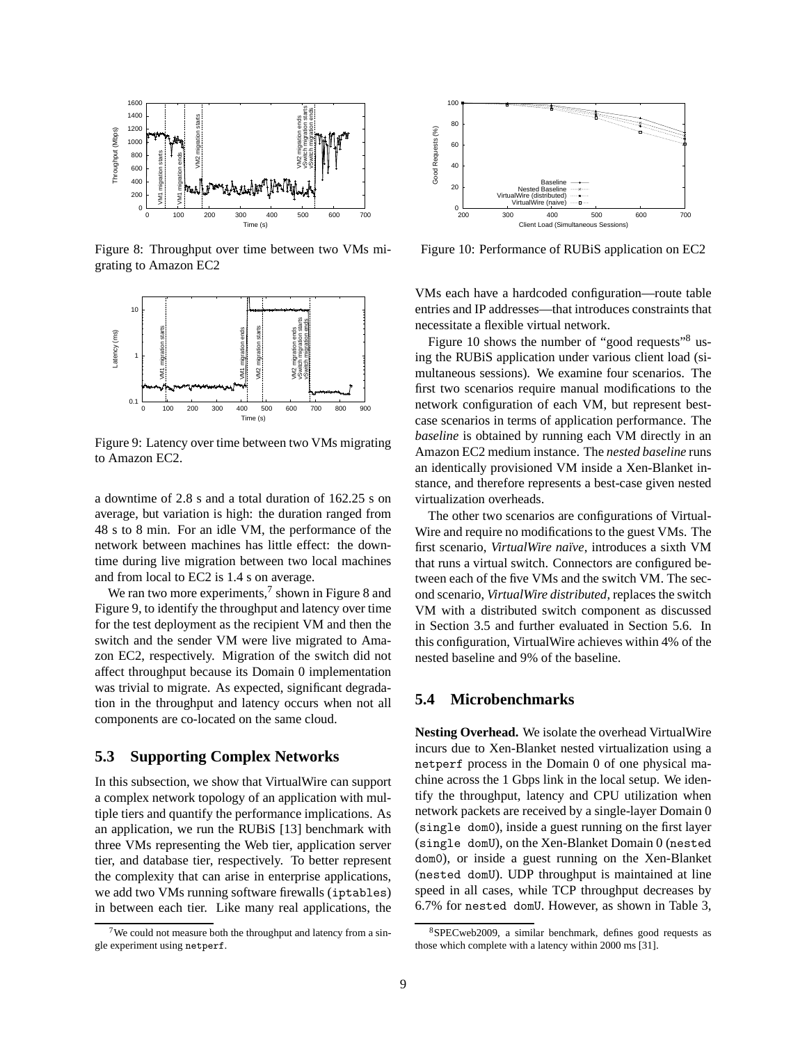Figure 8: Throughput over time between two VMs migrating to Amazon EC2

Figure 9: Latency over time between two VMs migrating to Amazon EC2.

a downtime of 2.8 s and a total duration of 162.25 s on average, but variation is high: the duration ranged from 48 s to 8 min. For an idle VM, the performance of the network between machines has little effect: the downtime during live migration between two local machines and from local to EC2 is 1.4 s on average.

We ran two more experiments,[7] shown in Figure 8 and Figure 9, to identify the throughput and latency over time for the test deployment as the recipient VM and then the switch and the sender VM were live migrated to Amazon EC2, respectively. Migration of the switch did not affect throughput because its Domain 0 implementation was trivial to migrate. As expected, significant degradation in the throughput and latency occurs when not all components are co-located on the same cloud.

## 5.3 Supporting Complex Networks

In this subsection, we show that VirtualWire can support a complex network topology of an application with multiple tiers and quantify the performance implications. As an application, we run the RUBiS [13] benchmark with three VMs representing the Web tier, application server tier, and database tier, respectively. To better represent the complexity that can arise in enterprise applications, we add two VMs running software firewalls (`iptables`) in between each tier. Like many real applications, the VMs each have a hardcoded configuration—route table entries and IP addresses—that introduces constraints that necessitate a flexible virtual network.

Figure 10: Performance of RUBiS application on EC2

Figure 10 shows the number of "good requests"[8] using the RUBiS application under various client load (simultaneous sessions). We examine four scenarios. The first two scenarios require manual modifications to the network configuration of each VM, but represent best-case scenarios in terms of application performance. The *baseline* is obtained by running each VM directly in an Amazon EC2 medium instance. The *nested baseline* runs an identically provisioned VM inside a Xen-Blanket instance, and therefore represents a best-case given nested virtualization overheads.

The other two scenarios are configurations of VirtualWire and require no modifications to the guest VMs. The first scenario, *VirtualWire naïve*, introduces a sixth VM that runs a virtual switch. Connectors are configured between each of the five VMs and the switch VM. The second scenario, *VirtualWire distributed*, replaces the switch VM with a distributed switch component as discussed in Section 3.5 and further evaluated in Section 5.6. In this configuration, VirtualWire achieves within 4% of the nested baseline and 9% of the baseline.

## 5.4 Microbenchmarks

**Nesting Overhead.** We isolate the overhead VirtualWire incurs due to Xen-Blanket nested virtualization using a `netperf` process in the Domain 0 of one physical machine across the 1 Gbps link in the local setup. We identify the throughput, latency and CPU utilization when network packets are received by a single-layer Domain 0 (`single dom0`), inside a guest running on the first layer (`single domU`), on the Xen-Blanket Domain 0 (`nested dom0`), or inside a guest running on the Xen-Blanket (`nested domU`). UDP throughput is maintained at line speed in all cases, while TCP throughput decreases by 6.7% for `nested domU`. However, as shown in Table 3,

[7] We could not measure both the throughput and latency from a single experiment using `netperf`.

[8] SPECweb2009, a similar benchmark, defines good requests as those which complete with a latency within 2000 ms [31].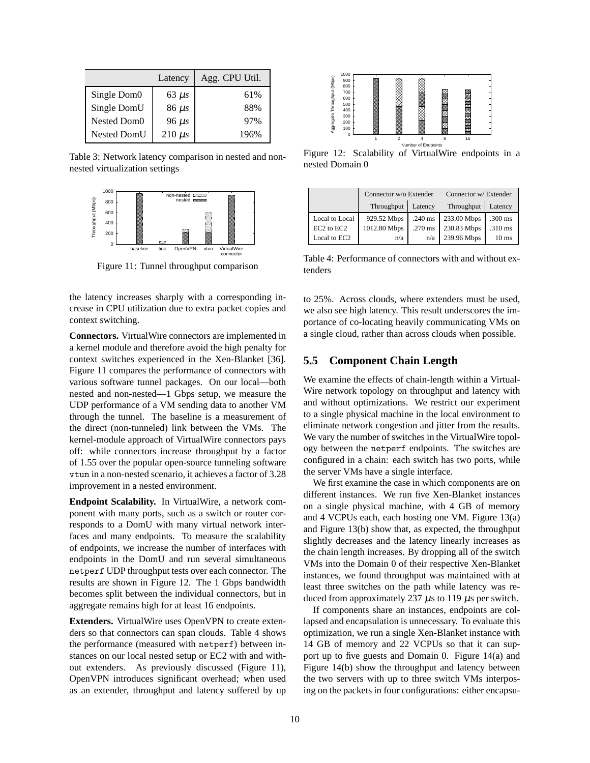|  | Latency | Agg. CPU Util. |
| --- | --- | --- |
| Single Dom0 | 63 $\mu s$ | 61% |
| Single DomU | 86 $\mu s$ | 88% |
| Nested Dom0 | 96 $\mu s$ | 97% |
| Nested DomU | 210 $\mu s$ | 196% |

Table 3: Network latency comparison in nested and non-nested virtualization settings

Figure 11: Tunnel throughput comparison

the latency increases sharply with a corresponding increase in CPU utilization due to extra packet copies and context switching.

**Connectors.** VirtualWire connectors are implemented in a kernel module and therefore avoid the high penalty for context switches experienced in the Xen-Blanket [36]. Figure 11 compares the performance of connectors with various software tunnel packages. On our local—both nested and non-nested—1 Gbps setup, we measure the UDP performance of a VM sending data to another VM through the tunnel. The baseline is a measurement of the direct (non-tunneled) link between the VMs. The kernel-module approach of VirtualWire connectors pays off: while connectors increase throughput by a factor of 1.55 over the popular open-source tunneling software vtun in a non-nested scenario, it achieves a factor of 3.28 improvement in a nested environment.

**Endpoint Scalability.** In VirtualWire, a network component with many ports, such as a switch or router corresponds to a DomU with many virtual network interfaces and many endpoints. To measure the scalability of endpoints, we increase the number of interfaces with endpoints in the DomU and run several simultaneous netperf UDP throughput tests over each connector. The results are shown in Figure 12. The 1 Gbps bandwidth becomes split between the individual connectors, but in aggregate remains high for at least 16 endpoints.

**Extenders.** VirtualWire uses OpenVPN to create extenders so that connectors can span clouds. Table 4 shows the performance (measured with netperf) between instances on our local nested setup or EC2 with and without extenders. As previously discussed (Figure 11), OpenVPN introduces significant overhead; when used as an extender, throughput and latency suffered by up to 25%. Across clouds, where extenders must be used, we also see high latency. This result underscores the importance of co-locating heavily communicating VMs on a single cloud, rather than across clouds when possible.

Figure 12: Scalability of VirtualWire endpoints in a nested Domain 0

|  | Connector w/o Extender | | Connector w/ Extender | |
| --- | --- | --- | --- | --- |
|  | Throughput | Latency | Throughput | Latency |
| Local to Local | 929.52 Mbps | .240 ms | 233.00 Mbps | .300 ms |
| EC2 to EC2 | 1012.80 Mbps | .270 ms | 230.83 Mbps | .310 ms |
| Local to EC2 | n/a | n/a | 239.96 Mbps | 10 ms |

Table 4: Performance of connectors with and without extenders

## 5.5 Component Chain Length

We examine the effects of chain-length within a VirtualWire network topology on throughput and latency with and without optimizations. We restrict our experiment to a single physical machine in the local environment to eliminate network congestion and jitter from the results. We vary the number of switches in the VirtualWire topology between the netperf endpoints. The switches are configured in a chain: each switch has two ports, while the server VMs have a single interface.

We first examine the case in which components are on different instances. We run five Xen-Blanket instances on a single physical machine, with 4 GB of memory and 4 VCPUs each, each hosting one VM. Figure 13(a) and Figure 13(b) show that, as expected, the throughput slightly decreases and the latency linearly increases as the chain length increases. By dropping all of the switch VMs into the Domain 0 of their respective Xen-Blanket instances, we found throughput was maintained with at least three switches on the path while latency was reduced from approximately 237 $\mu s$ to 119 $\mu s$ per switch.

If components share an instances, endpoints are collapsed and encapsulation is unnecessary. To evaluate this optimization, we run a single Xen-Blanket instance with 14 GB of memory and 22 VCPUs so that it can support up to five guests and Domain 0. Figure 14(a) and Figure 14(b) show the throughput and latency between the two servers with up to three switch VMs interposing on the packets in four configurations: either encapsu-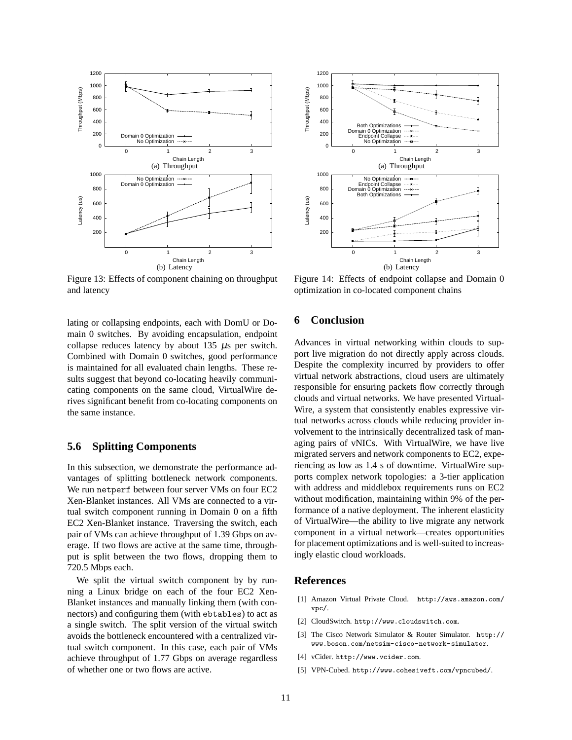Figure 13: Effects of component chaining on throughput and latency

Figure 14: Effects of endpoint collapse and Domain 0 optimization in co-located component chains

lating or collapsing endpoints, each with DomU or Domain 0 switches. By avoiding encapsulation, endpoint collapse reduces latency by about 135 $\mu$s per switch. Combined with Domain 0 switches, good performance is maintained for all evaluated chain lengths. These results suggest that beyond co-locating heavily communicating components on the same cloud, VirtualWire derives significant benefit from co-locating components on the same instance.

### 5.6 Splitting Components

In this subsection, we demonstrate the performance advantages of splitting bottleneck network components. We run `netperf` between four server VMs on four EC2 Xen-Blanket instances. All VMs are connected to a virtual switch component running in Domain 0 on a fifth EC2 Xen-Blanket instance. Traversing the switch, each pair of VMs can achieve throughput of 1.39 Gbps on average. If two flows are active at the same time, throughput is split between the two flows, dropping them to 720.5 Mbps each.

We split the virtual switch component by by running a Linux bridge on each of the four EC2 Xen-Blanket instances and manually linking them (with connectors) and configuring them (with `ebtables`) to act as a single switch. The split version of the virtual switch avoids the bottleneck encountered with a centralized virtual switch component. In this case, each pair of VMs achieve throughput of 1.77 Gbps on average regardless of whether one or two flows are active.

## 6 Conclusion

Advances in virtual networking within clouds to support live migration do not directly apply across clouds. Despite the complexity incurred by providers to offer virtual network abstractions, cloud users are ultimately responsible for ensuring packets flow correctly through clouds and virtual networks. We have presented VirtualWire, a system that consistently enables expressive virtual networks across clouds while reducing provider involvement to the intrinsically decentralized task of managing pairs of vNICs. With VirtualWire, we have live migrated servers and network components to EC2, experiencing as low as 1.4 s of downtime. VirtualWire supports complex network topologies: a 3-tier application with address and middlebox requirements runs on EC2 without modification, maintaining within 9% of the performance of a native deployment. The inherent elasticity of VirtualWire—the ability to live migrate any network component in a virtual network—creates opportunities for placement optimizations and is well-suited to increasingly elastic cloud workloads.

## References

[1] Amazon Virtual Private Cloud. `http://aws.amazon.com/vpc/`.

[2] CloudSwitch. `http://www.cloudswitch.com`.

[3] The Cisco Network Simulator & Router Simulator. `http://www.boson.com/netsim-cisco-network-simulator`.

[4] vCider. `http://www.vcider.com`.

[5] VPN-Cubed. `http://www.cohesiveft.com/vpncubed/`.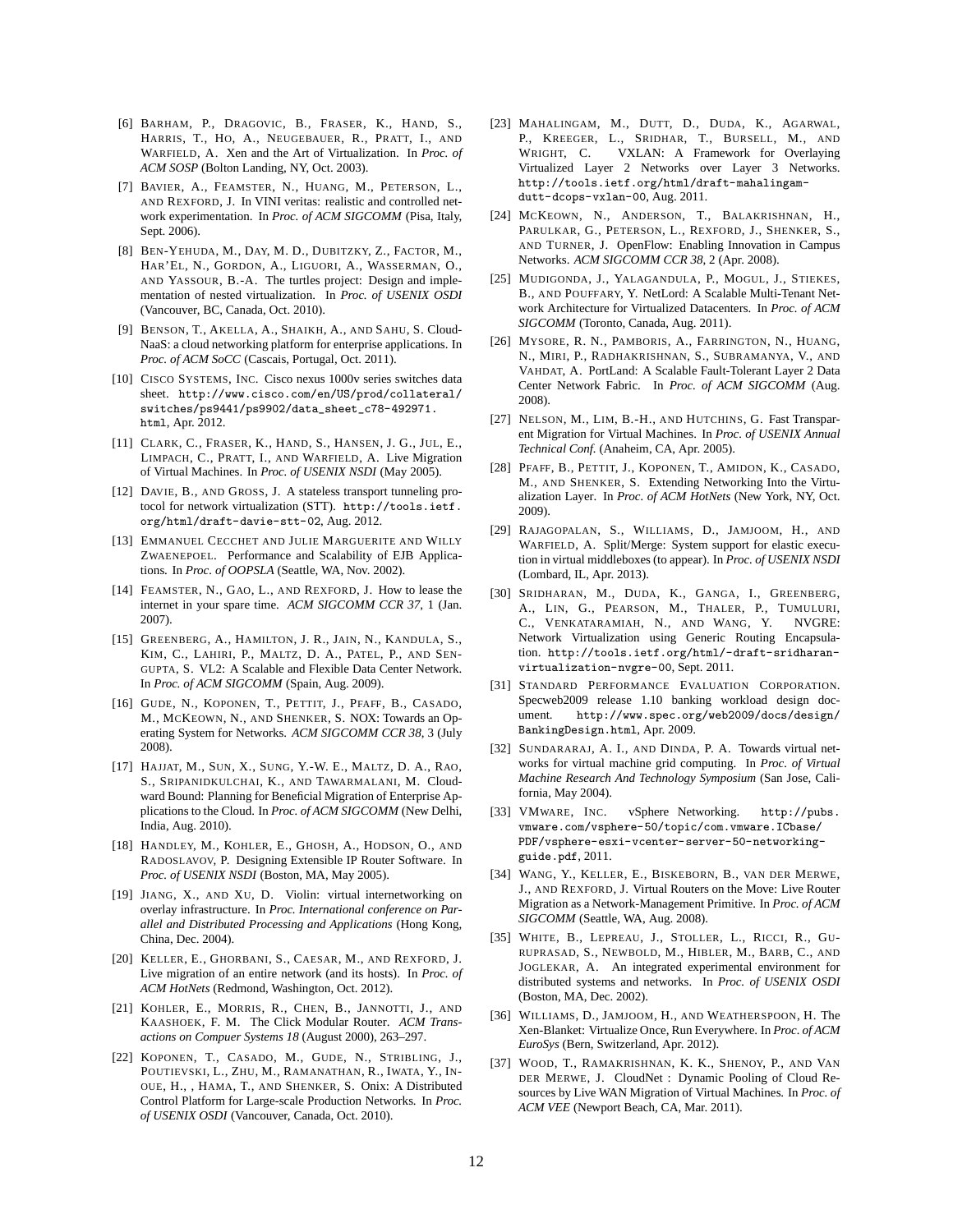[6] Barham, P., Dragovic, B., Fraser, K., Hand, S., Harris, T., Ho, A., Neugebauer, R., Pratt, I., and Warfield, A. Xen and the Art of Virtualization. In *Proc. of ACM SOSP* (Bolton Landing, NY, Oct. 2003).

[7] Bavier, A., Feamster, N., Huang, M., Peterson, L., and Rexford, J. In VINI veritas: realistic and controlled network experimentation. In *Proc. of ACM SIGCOMM* (Pisa, Italy, Sept. 2006).

[8] Ben-Yehuda, M., Day, M. D., Dubitzky, Z., Factor, M., Har'El, N., Gordon, A., Liguori, A., Wasserman, O., and Yassour, B.-A. The turtles project: Design and implementation of nested virtualization. In *Proc. of USENIX OSDI* (Vancouver, BC, Canada, Oct. 2010).

[9] Benson, T., Akella, A., Shaikh, A., and Sahu, S. CloudNaaS: a cloud networking platform for enterprise applications. In *Proc. of ACM SoCC* (Cascais, Portugal, Oct. 2011).

[10] Cisco Systems, Inc. Cisco nexus 1000v series switches data sheet. `http://www.cisco.com/en/US/prod/collateral/switches/ps9441/ps9902/data_sheet_c78-492971.html`, Apr. 2012.

[11] Clark, C., Fraser, K., Hand, S., Hansen, J. G., Jul, E., Limpach, C., Pratt, I., and Warfield, A. Live Migration of Virtual Machines. In *Proc. of USENIX NSDI* (May 2005).

[12] Davie, B., and Gross, J. A stateless transport tunneling protocol for network virtualization (STT). `http://tools.ietf.org/html/draft-davie-stt-02`, Aug. 2012.

[13] Emmanuel Cecchet and Julie Marguerite and Willy Zwaenepoel. Performance and Scalability of EJB Applications. In *Proc. of OOPSLA* (Seattle, WA, Nov. 2002).

[14] Feamster, N., Gao, L., and Rexford, J. How to lease the internet in your spare time. *ACM SIGCOMM CCR 37*, 1 (Jan. 2007).

[15] Greenberg, A., Hamilton, J. R., Jain, N., Kandula, S., Kim, C., Lahiri, P., Maltz, D. A., Patel, P., and Sengupta, S. VL2: A Scalable and Flexible Data Center Network. In *Proc. of ACM SIGCOMM* (Spain, Aug. 2009).

[16] Gude, N., Koponen, T., Pettit, J., Pfaff, B., Casado, M., McKeown, N., and Shenker, S. NOX: Towards an Operating System for Networks. *ACM SIGCOMM CCR 38*, 3 (July 2008).

[17] Hajjat, M., Sun, X., Sung, Y.-W. E., Maltz, D. A., Rao, S., Sripanidkulchai, K., and Tawarmalani, M. Cloudward Bound: Planning for Beneficial Migration of Enterprise Applications to the Cloud. In *Proc. of ACM SIGCOMM* (New Delhi, India, Aug. 2010).

[18] Handley, M., Kohler, E., Ghosh, A., Hodson, O., and Radoslavov, P. Designing Extensible IP Router Software. In *Proc. of USENIX NSDI* (Boston, MA, May 2005).

[19] Jiang, X., and Xu, D. Violin: virtual internetworking on overlay infrastructure. In *Proc. International conference on Parallel and Distributed Processing and Applications* (Hong Kong, China, Dec. 2004).

[20] Keller, E., Ghorbani, S., Caesar, M., and Rexford, J. Live migration of an entire network (and its hosts). In *Proc. of ACM HotNets* (Redmond, Washington, Oct. 2012).

[21] Kohler, E., Morris, R., Chen, B., Jannotti, J., and Kaashoek, F. M. The Click Modular Router. *ACM Transactions on Compuer Systems 18* (August 2000), 263–297.

[22] Koponen, T., Casado, M., Gude, N., Stribling, J., Poutievski, L., Zhu, M., Ramanathan, R., Iwata, Y., Inoue, H., , Hama, T., and Shenker, S. Onix: A Distributed Control Platform for Large-scale Production Networks. In *Proc. of USENIX OSDI* (Vancouver, Canada, Oct. 2010).

[23] Mahalingam, M., Dutt, D., Duda, K., Agarwal, P., Kreeger, L., Sridhar, T., Bursell, M., and Wright, C. VXLAN: A Framework for Overlaying Virtualized Layer 2 Networks over Layer 3 Networks. `http://tools.ietf.org/html/draft-mahalingam-dutt-dcops-vxlan-00`, Aug. 2011.

[24] McKeown, N., Anderson, T., Balakrishnan, H., Parulkar, G., Peterson, L., Rexford, J., Shenker, S., and Turner, J. OpenFlow: Enabling Innovation in Campus Networks. *ACM SIGCOMM CCR 38*, 2 (Apr. 2008).

[25] Mudigonda, J., Yalagandula, P., Mogul, J., Stiekes, B., and Pouffary, Y. NetLord: A Scalable Multi-Tenant Network Architecture for Virtualized Datacenters. In *Proc. of ACM SIGCOMM* (Toronto, Canada, Aug. 2011).

[26] Mysore, R. N., Pamboris, A., Farrington, N., Huang, N., Miri, P., Radhakrishnan, S., Subramanya, V., and Vahdat, A. PortLand: A Scalable Fault-Tolerant Layer 2 Data Center Network Fabric. In *Proc. of ACM SIGCOMM* (Aug. 2008).

[27] Nelson, M., Lim, B.-H., and Hutchins, G. Fast Transparent Migration for Virtual Machines. In *Proc. of USENIX Annual Technical Conf.* (Anaheim, CA, Apr. 2005).

[28] Pfaff, B., Pettit, J., Koponen, T., Amidon, K., Casado, M., and Shenker, S. Extending Networking Into the Virtualization Layer. In *Proc. of ACM HotNets* (New York, NY, Oct. 2009).

[29] Rajagopalan, S., Williams, D., Jamjoom, H., and Warfield, A. Split/Merge: System support for elastic execution in virtual middleboxes (to appear). In *Proc. of USENIX NSDI* (Lombard, IL, Apr. 2013).

[30] Sridharan, M., Duda, K., Ganga, I., Greenberg, A., Lin, G., Pearson, M., Thaler, P., Tumuluri, C., Venkataramiah, N., and Wang, Y. NVGRE: Network Virtualization using Generic Routing Encapsulation. `http://tools.ietf.org/html/-draft-sridharan-virtualization-nvgre-00`, Sept. 2011.

[31] Standard Performance Evaluation Corporation. Specweb2009 release 1.10 banking workload design document. `http://www.spec.org/web2009/docs/design/BankingDesign.html`, Apr. 2009.

[32] Sundararaj, A. I., and Dinda, P. A. Towards virtual networks for virtual machine grid computing. In *Proc. of Virtual Machine Research And Technology Symposium* (San Jose, California, May 2004).

[33] VMware, Inc. vSphere Networking. `http://pubs.vmware.com/vsphere-50/topic/com.vmware.ICbase/PDF/vsphere-esxi-vcenter-server-50-networking-guide.pdf`, 2011.

[34] Wang, Y., Keller, E., Biskeborn, B., van der Merwe, J., and Rexford, J. Virtual Routers on the Move: Live Router Migration as a Network-Management Primitive. In *Proc. of ACM SIGCOMM* (Seattle, WA, Aug. 2008).

[35] White, B., Lepreau, J., Stoller, L., Ricci, R., Guruprasad, S., Newbold, M., Hibler, M., Barb, C., and Joglekar, A. An integrated experimental environment for distributed systems and networks. In *Proc. of USENIX OSDI* (Boston, MA, Dec. 2002).

[36] Williams, D., Jamjoom, H., and Weatherspoon, H. The Xen-Blanket: Virtualize Once, Run Everywhere. In *Proc. of ACM EuroSys* (Bern, Switzerland, Apr. 2012).

[37] Wood, T., Ramakrishnan, K. K., Shenoy, P., and Van der Merwe, J. CloudNet : Dynamic Pooling of Cloud Resources by Live WAN Migration of Virtual Machines. In *Proc. of ACM VEE* (Newport Beach, CA, Mar. 2011).